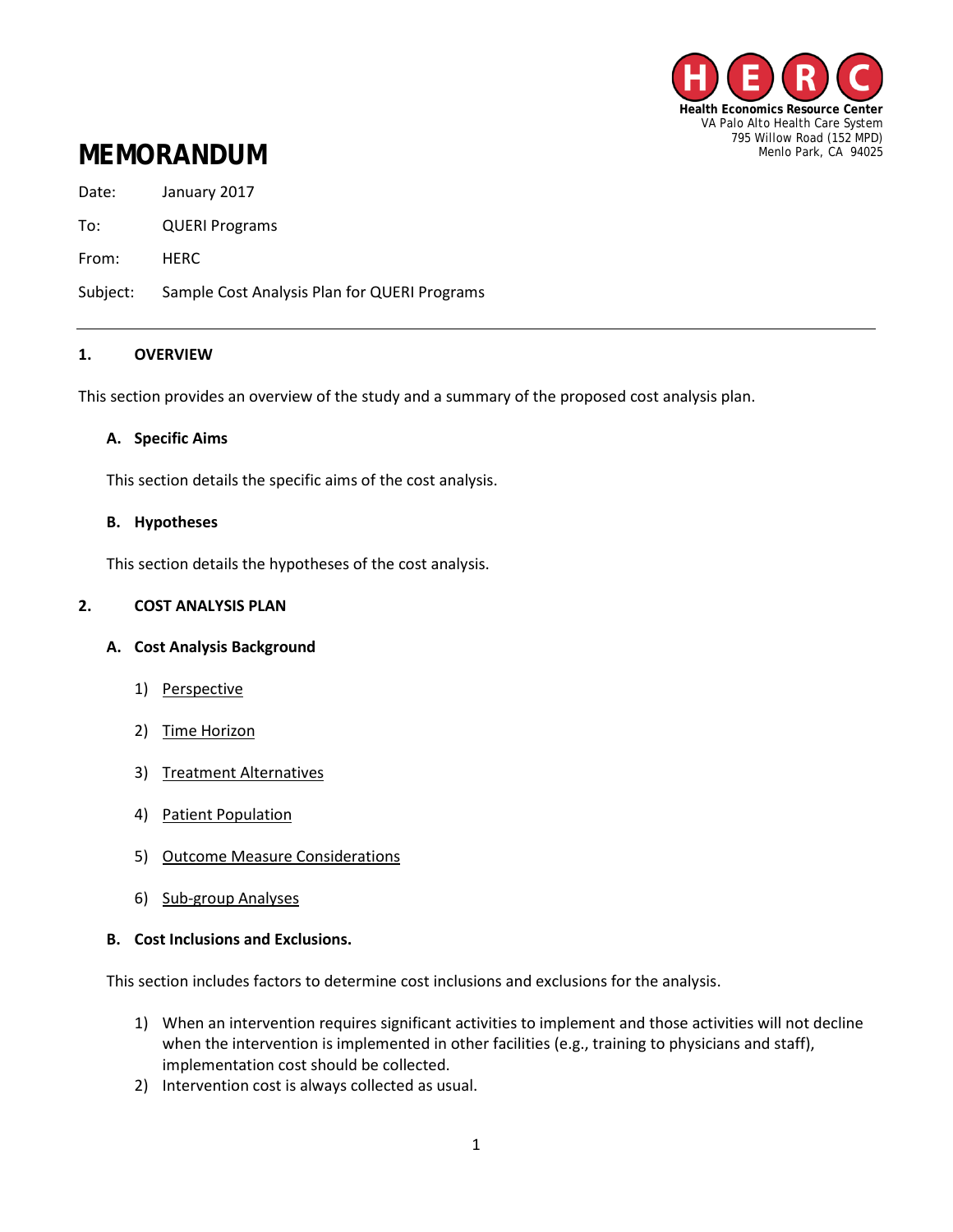Health Economics Resource Center
VA Palo Alto Health Care System
795 Willow Road (152 MPD)
Menlo Park, CA 94025

# MEMORANDUM

Date: January 2017

To: QUERI Programs

From: HERC

Subject: Sample Cost Analysis Plan for QUERI Programs

---

## 1. OVERVIEW

This section provides an overview of the study and a summary of the proposed cost analysis plan.

### A. Specific Aims

This section details the specific aims of the cost analysis.

### B. Hypotheses

This section details the hypotheses of the cost analysis.

## 2. COST ANALYSIS PLAN

### A. Cost Analysis Background

1) Perspective

2) Time Horizon

3) Treatment Alternatives

4) Patient Population

5) Outcome Measure Considerations

6) Sub-group Analyses

### B. Cost Inclusions and Exclusions.

This section includes factors to determine cost inclusions and exclusions for the analysis.

1) When an intervention requires significant activities to implement and those activities will not decline when the intervention is implemented in other facilities (e.g., training to physicians and staff), implementation cost should be collected.
2) Intervention cost is always collected as usual.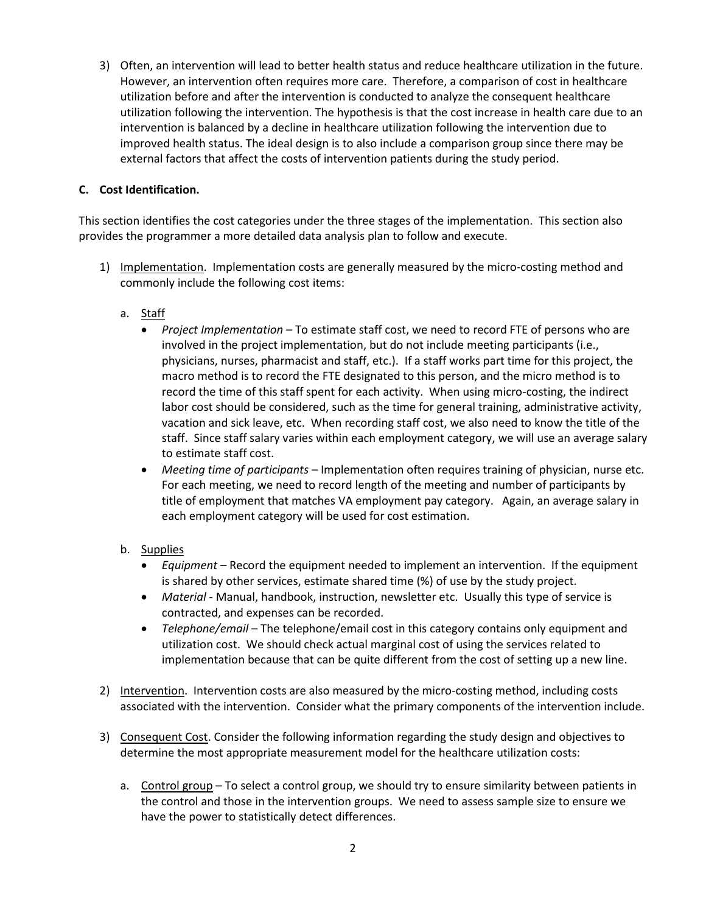3) Often, an intervention will lead to better health status and reduce healthcare utilization in the future. However, an intervention often requires more care. Therefore, a comparison of cost in healthcare utilization before and after the intervention is conducted to analyze the consequent healthcare utilization following the intervention. The hypothesis is that the cost increase in health care due to an intervention is balanced by a decline in healthcare utilization following the intervention due to improved health status. The ideal design is to also include a comparison group since there may be external factors that affect the costs of intervention patients during the study period.

**C. Cost Identification.**

This section identifies the cost categories under the three stages of the implementation. This section also provides the programmer a more detailed data analysis plan to follow and execute.

1) Implementation. Implementation costs are generally measured by the micro-costing method and commonly include the following cost items:

   a. Staff
      - *Project Implementation* – To estimate staff cost, we need to record FTE of persons who are involved in the project implementation, but do not include meeting participants (i.e., physicians, nurses, pharmacist and staff, etc.). If a staff works part time for this project, the macro method is to record the FTE designated to this person, and the micro method is to record the time of this staff spent for each activity. When using micro-costing, the indirect labor cost should be considered, such as the time for general training, administrative activity, vacation and sick leave, etc. When recording staff cost, we also need to know the title of the staff. Since staff salary varies within each employment category, we will use an average salary to estimate staff cost.
      - *Meeting time of participants* – Implementation often requires training of physician, nurse etc. For each meeting, we need to record length of the meeting and number of participants by title of employment that matches VA employment pay category. Again, an average salary in each employment category will be used for cost estimation.

   b. Supplies
      - *Equipment* – Record the equipment needed to implement an intervention. If the equipment is shared by other services, estimate shared time (%) of use by the study project.
      - *Material* - Manual, handbook, instruction, newsletter etc. Usually this type of service is contracted, and expenses can be recorded.
      - *Telephone/email* – The telephone/email cost in this category contains only equipment and utilization cost. We should check actual marginal cost of using the services related to implementation because that can be quite different from the cost of setting up a new line.

2) Intervention. Intervention costs are also measured by the micro-costing method, including costs associated with the intervention. Consider what the primary components of the intervention include.

3) Consequent Cost. Consider the following information regarding the study design and objectives to determine the most appropriate measurement model for the healthcare utilization costs:

   a. Control group – To select a control group, we should try to ensure similarity between patients in the control and those in the intervention groups. We need to assess sample size to ensure we have the power to statistically detect differences.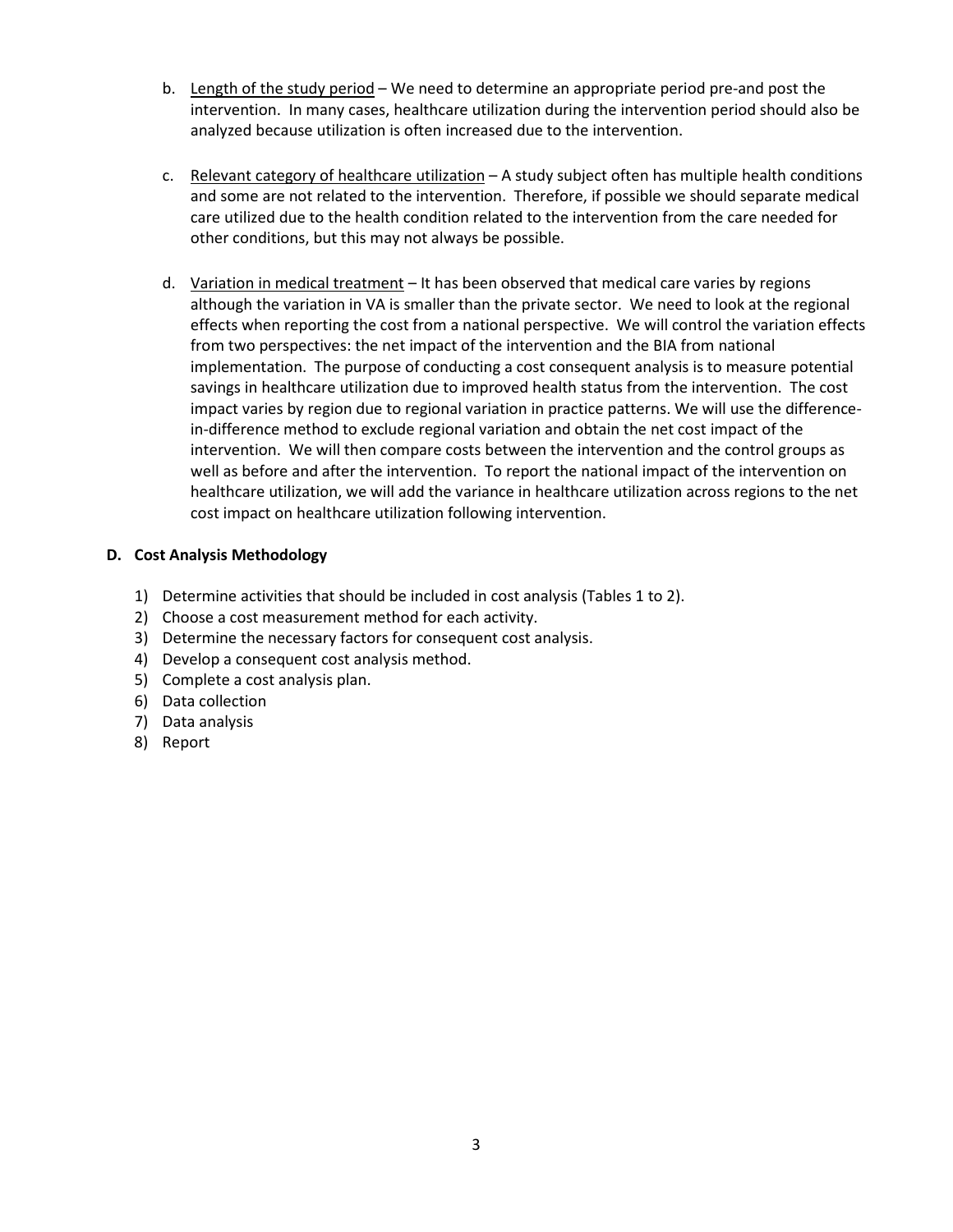b. Length of the study period – We need to determine an appropriate period pre-and post the intervention. In many cases, healthcare utilization during the intervention period should also be analyzed because utilization is often increased due to the intervention.

c. Relevant category of healthcare utilization – A study subject often has multiple health conditions and some are not related to the intervention. Therefore, if possible we should separate medical care utilized due to the health condition related to the intervention from the care needed for other conditions, but this may not always be possible.

d. Variation in medical treatment – It has been observed that medical care varies by regions although the variation in VA is smaller than the private sector. We need to look at the regional effects when reporting the cost from a national perspective. We will control the variation effects from two perspectives: the net impact of the intervention and the BIA from national implementation. The purpose of conducting a cost consequent analysis is to measure potential savings in healthcare utilization due to improved health status from the intervention. The cost impact varies by region due to regional variation in practice patterns. We will use the difference-in-difference method to exclude regional variation and obtain the net cost impact of the intervention. We will then compare costs between the intervention and the control groups as well as before and after the intervention. To report the national impact of the intervention on healthcare utilization, we will add the variance in healthcare utilization across regions to the net cost impact on healthcare utilization following intervention.

**D. Cost Analysis Methodology**

1) Determine activities that should be included in cost analysis (Tables 1 to 2).
2) Choose a cost measurement method for each activity.
3) Determine the necessary factors for consequent cost analysis.
4) Develop a consequent cost analysis method.
5) Complete a cost analysis plan.
6) Data collection
7) Data analysis
8) Report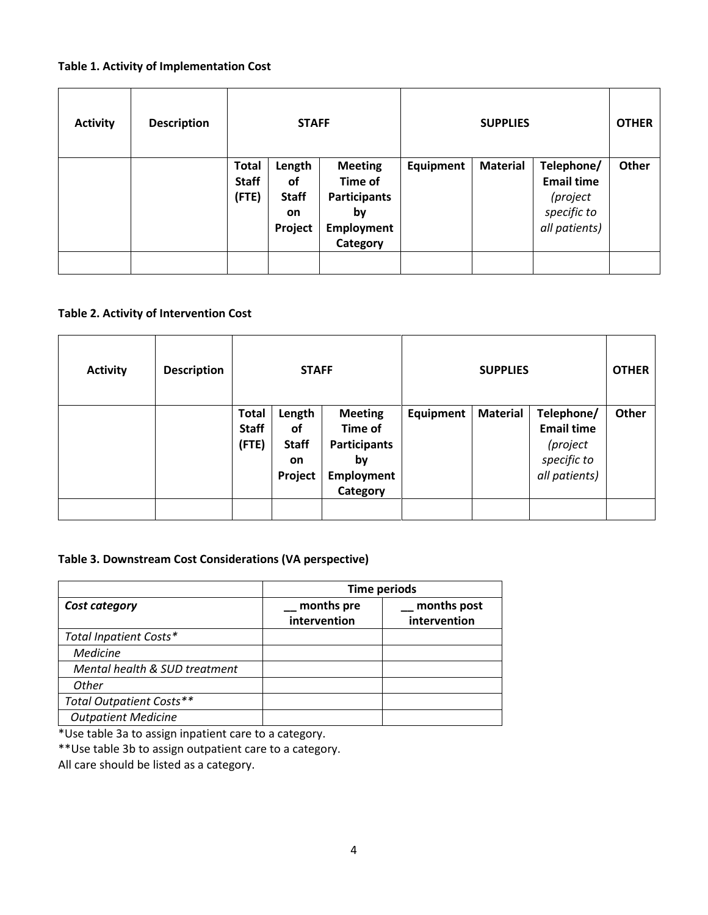**Table 1. Activity of Implementation Cost**

| Activity | Description | STAFF | | | SUPPLIES | | | OTHER |
|---|---|---|---|---|---|---|---|---|
| | | Total Staff (FTE) | Length of Staff on Project | Meeting Time of Participants by Employment Category | Equipment | Material | Telephone/ Email time *(project specific to all patients)* | Other |
| | | | | | | | | |

**Table 2. Activity of Intervention Cost**

| Activity | Description | STAFF | | | SUPPLIES | | | OTHER |
|---|---|---|---|---|---|---|---|---|
| | | Total Staff (FTE) | Length of Staff on Project | Meeting Time of Participants by Employment Category | Equipment | Material | Telephone/ Email time *(project specific to all patients)* | Other |
| | | | | | | | | |

**Table 3. Downstream Cost Considerations (VA perspective)**

| | Time periods | |
|---|---|---|
| ***Cost category*** | **__ months pre intervention** | **__ months post intervention** |
| *Total Inpatient Costs** | | |
| *Medicine* | | |
| *Mental health & SUD treatment* | | |
| *Other* | | |
| *Total Outpatient Costs*** | | |
| *Outpatient Medicine* | | |

*Use table 3a to assign inpatient care to a category.

**Use table 3b to assign outpatient care to a category.

All care should be listed as a category.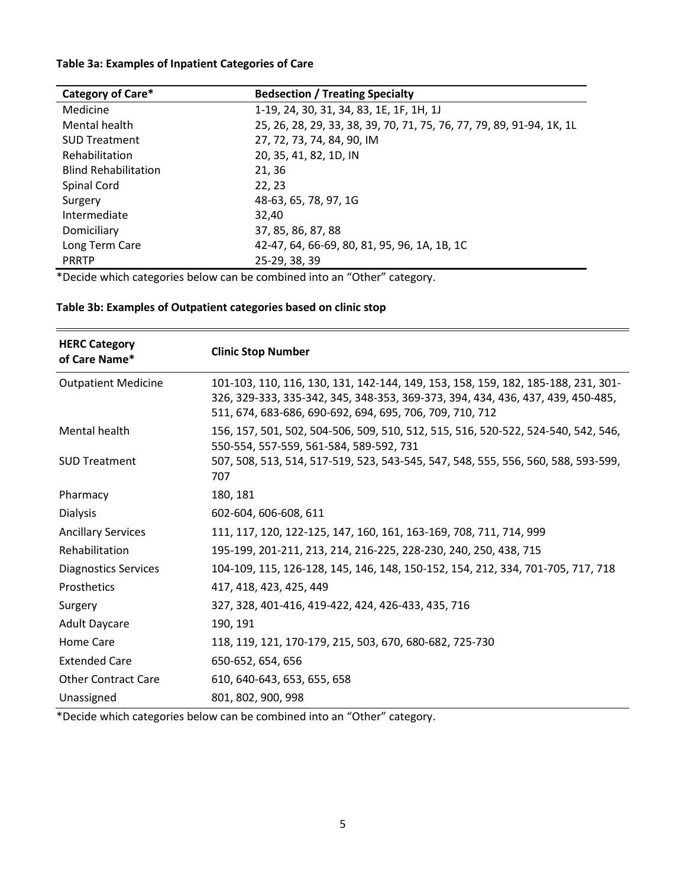**Table 3a: Examples of Inpatient Categories of Care**

| Category of Care* | Bedsection / Treating Specialty |
|---|---|
| Medicine | 1-19, 24, 30, 31, 34, 83, 1E, 1F, 1H, 1J |
| Mental health | 25, 26, 28, 29, 33, 38, 39, 70, 71, 75, 76, 77, 79, 89, 91-94, 1K, 1L |
| SUD Treatment | 27, 72, 73, 74, 84, 90, IM |
| Rehabilitation | 20, 35, 41, 82, 1D, IN |
| Blind Rehabilitation | 21, 36 |
| Spinal Cord | 22, 23 |
| Surgery | 48-63, 65, 78, 97, 1G |
| Intermediate | 32,40 |
| Domiciliary | 37, 85, 86, 87, 88 |
| Long Term Care | 42-47, 64, 66-69, 80, 81, 95, 96, 1A, 1B, 1C |
| PRRTP | 25-29, 38, 39 |

*Decide which categories below can be combined into an "Other" category.

**Table 3b: Examples of Outpatient categories based on clinic stop**

| HERC Category of Care Name* | Clinic Stop Number |
|---|---|
| Outpatient Medicine | 101-103, 110, 116, 130, 131, 142-144, 149, 153, 158, 159, 182, 185-188, 231, 301-326, 329-333, 335-342, 345, 348-353, 369-373, 394, 434, 436, 437, 439, 450-485, 511, 674, 683-686, 690-692, 694, 695, 706, 709, 710, 712 |
| Mental health | 156, 157, 501, 502, 504-506, 509, 510, 512, 515, 516, 520-522, 524-540, 542, 546, 550-554, 557-559, 561-584, 589-592, 731 |
| SUD Treatment | 507, 508, 513, 514, 517-519, 523, 543-545, 547, 548, 555, 556, 560, 588, 593-599, 707 |
| Pharmacy | 180, 181 |
| Dialysis | 602-604, 606-608, 611 |
| Ancillary Services | 111, 117, 120, 122-125, 147, 160, 161, 163-169, 708, 711, 714, 999 |
| Rehabilitation | 195-199, 201-211, 213, 214, 216-225, 228-230, 240, 250, 438, 715 |
| Diagnostics Services | 104-109, 115, 126-128, 145, 146, 148, 150-152, 154, 212, 334, 701-705, 717, 718 |
| Prosthetics | 417, 418, 423, 425, 449 |
| Surgery | 327, 328, 401-416, 419-422, 424, 426-433, 435, 716 |
| Adult Daycare | 190, 191 |
| Home Care | 118, 119, 121, 170-179, 215, 503, 670, 680-682, 725-730 |
| Extended Care | 650-652, 654, 656 |
| Other Contract Care | 610, 640-643, 653, 655, 658 |
| Unassigned | 801, 802, 900, 998 |

*Decide which categories below can be combined into an "Other" category.